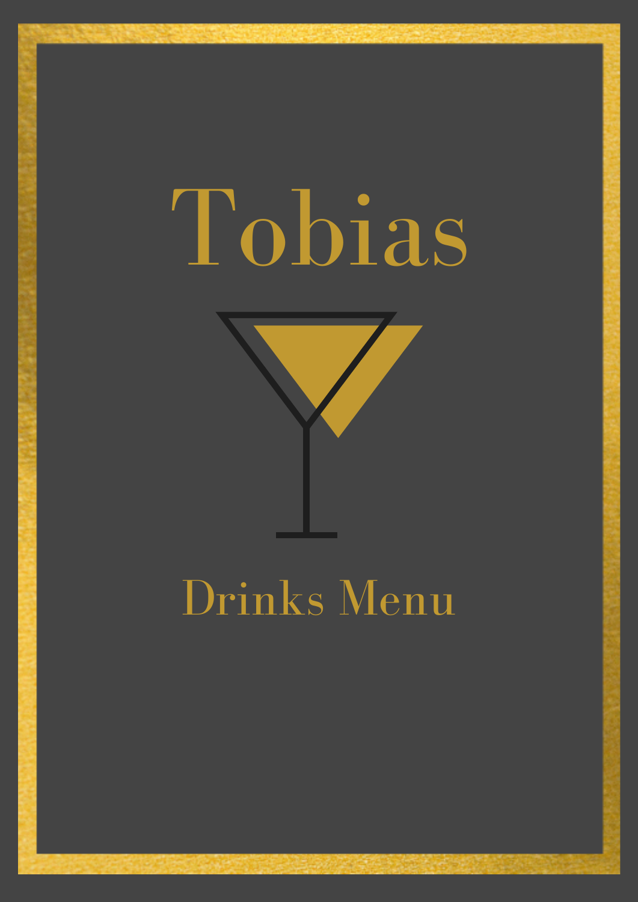# Tobias

## Drinks Menu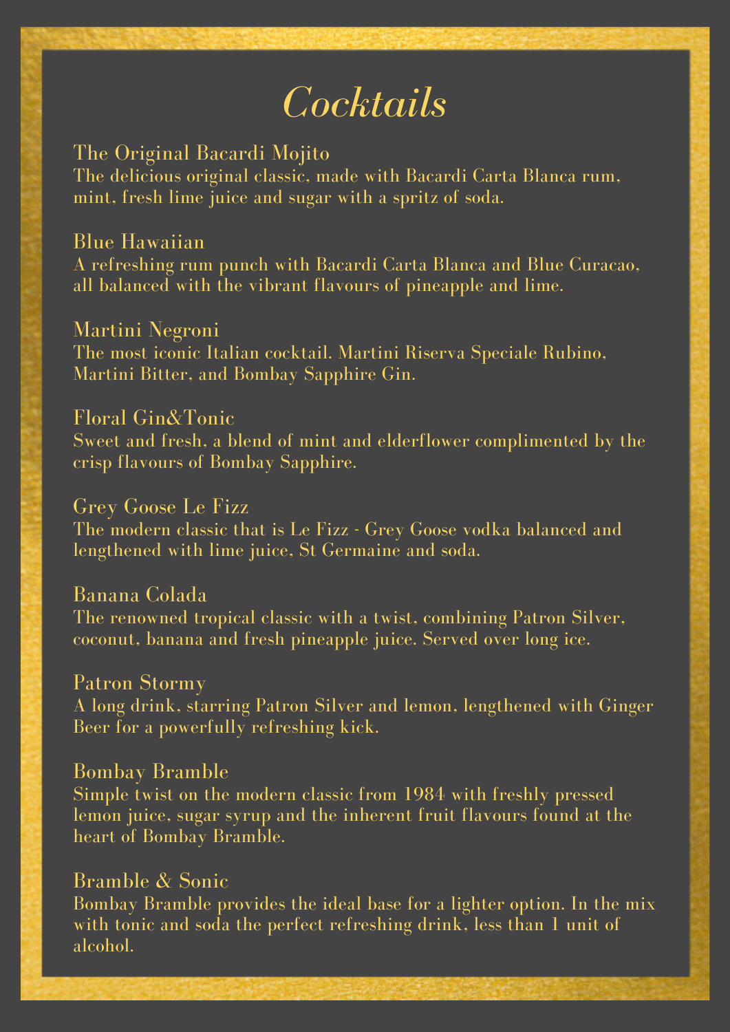# *Cocktails*

### The Original Bacardi Mojito
The delicious original classic, made with Bacardi Carta Blanca rum, mint, fresh lime juice and sugar with a spritz of soda.

### Blue Hawaiian
A refreshing rum punch with Bacardi Carta Blanca and Blue Curacao, all balanced with the vibrant flavours of pineapple and lime.

### Martini Negroni
The most iconic Italian cocktail. Martini Riserva Speciale Rubino, Martini Bitter, and Bombay Sapphire Gin.

### Floral Gin&Tonic
Sweet and fresh, a blend of mint and elderflower complimented by the crisp flavours of Bombay Sapphire.

### Grey Goose Le Fizz
The modern classic that is Le Fizz - Grey Goose vodka balanced and lengthened with lime juice, St Germaine and soda.

### Banana Colada
The renowned tropical classic with a twist, combining Patron Silver, coconut, banana and fresh pineapple juice. Served over long ice.

### Patron Stormy
A long drink, starring Patron Silver and lemon, lengthened with Ginger Beer for a powerfully refreshing kick.

### Bombay Bramble
Simple twist on the modern classic from 1984 with freshly pressed lemon juice, sugar syrup and the inherent fruit flavours found at the heart of Bombay Bramble.

### Bramble & Sonic
Bombay Bramble provides the ideal base for a lighter option. In the mix with tonic and soda the perfect refreshing drink, less than 1 unit of alcohol.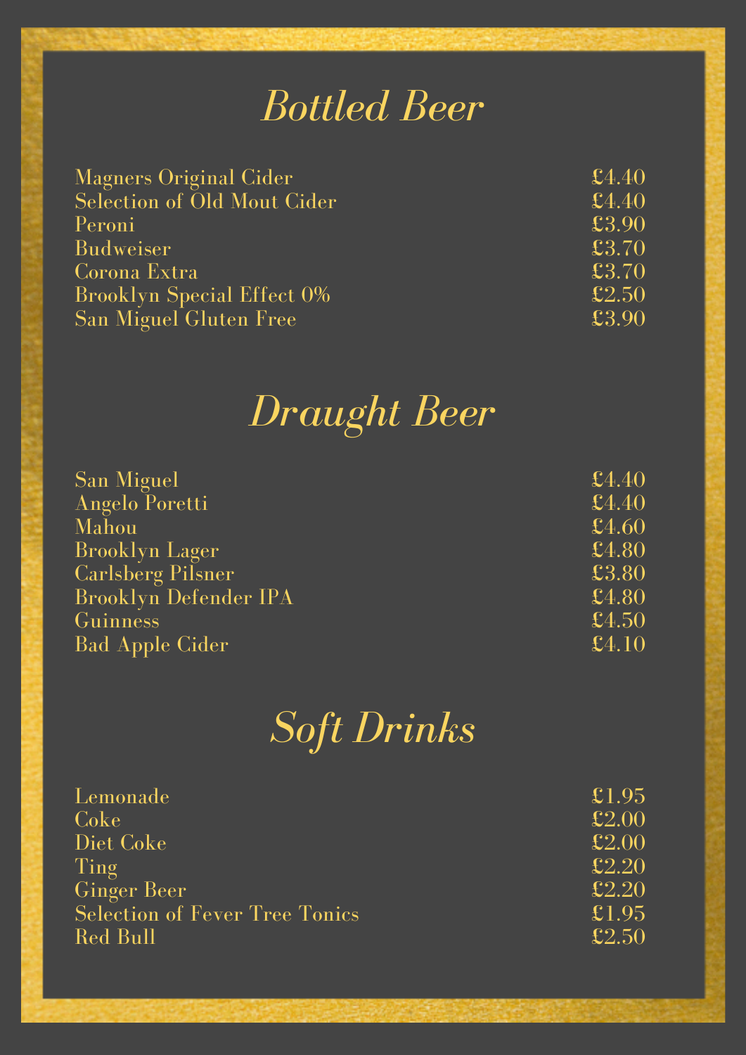# Bottled Beer

| | |
|---|---|
| Magners Original Cider | £4.40 |
| Selection of Old Mout Cider | £4.40 |
| Peroni | £3.90 |
| Budweiser | £3.70 |
| Corona Extra | £3.70 |
| Brooklyn Special Effect 0% | £2.50 |
| San Miguel Gluten Free | £3.90 |

# Draught Beer

| | |
|---|---|
| San Miguel | £4.40 |
| Angelo Poretti | £4.40 |
| Mahou | £4.60 |
| Brooklyn Lager | £4.80 |
| Carlsberg Pilsner | £3.80 |
| Brooklyn Defender IPA | £4.80 |
| Guinness | £4.50 |
| Bad Apple Cider | £4.10 |

# Soft Drinks

| | |
|---|---|
| Lemonade | £1.95 |
| Coke | £2.00 |
| Diet Coke | £2.00 |
| Ting | £2.20 |
| Ginger Beer | £2.20 |
| Selection of Fever Tree Tonics | £1.95 |
| Red Bull | £2.50 |